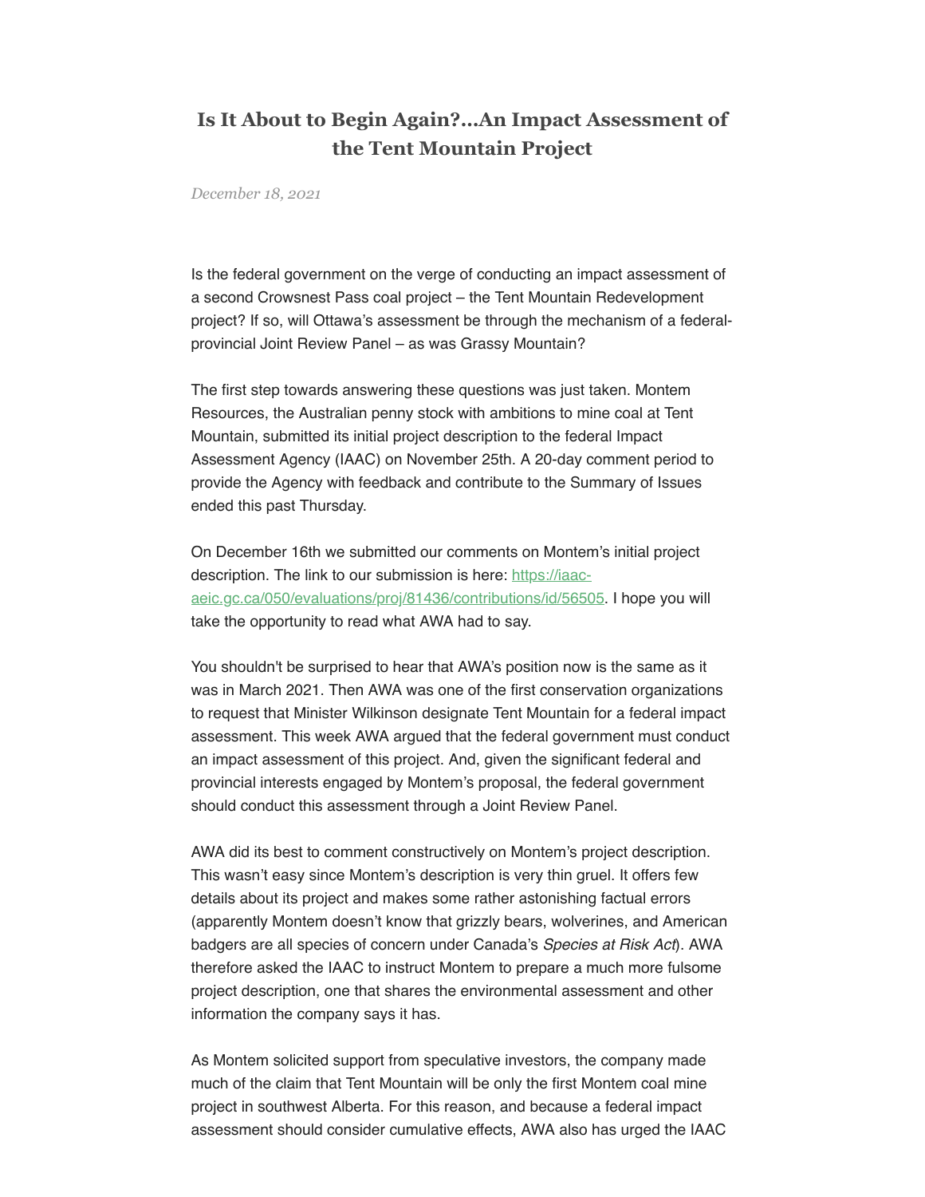# Is It About to Begin Again?...An Impact Assessment of the Tent Mountain Project

*December 18, 2021*

Is the federal government on the verge of conducting an impact assessment of a second Crowsnest Pass coal project – the Tent Mountain Redevelopment project? If so, will Ottawa's assessment be through the mechanism of a federal-provincial Joint Review Panel – as was Grassy Mountain?

The first step towards answering these questions was just taken. Montem Resources, the Australian penny stock with ambitions to mine coal at Tent Mountain, submitted its initial project description to the federal Impact Assessment Agency (IAAC) on November 25th. A 20-day comment period to provide the Agency with feedback and contribute to the Summary of Issues ended this past Thursday.

On December 16th we submitted our comments on Montem's initial project description. The link to our submission is here: [https://iaac-aeic.gc.ca/050/evaluations/proj/81436/contributions/id/56505](https://iaac-aeic.gc.ca/050/evaluations/proj/81436/contributions/id/56505). I hope you will take the opportunity to read what AWA had to say.

You shouldn't be surprised to hear that AWA's position now is the same as it was in March 2021. Then AWA was one of the first conservation organizations to request that Minister Wilkinson designate Tent Mountain for a federal impact assessment. This week AWA argued that the federal government must conduct an impact assessment of this project. And, given the significant federal and provincial interests engaged by Montem's proposal, the federal government should conduct this assessment through a Joint Review Panel.

AWA did its best to comment constructively on Montem's project description. This wasn't easy since Montem's description is very thin gruel. It offers few details about its project and makes some rather astonishing factual errors (apparently Montem doesn't know that grizzly bears, wolverines, and American badgers are all species of concern under Canada's *Species at Risk Act*). AWA therefore asked the IAAC to instruct Montem to prepare a much more fulsome project description, one that shares the environmental assessment and other information the company says it has.

As Montem solicited support from speculative investors, the company made much of the claim that Tent Mountain will be only the first Montem coal mine project in southwest Alberta. For this reason, and because a federal impact assessment should consider cumulative effects, AWA also has urged the IAAC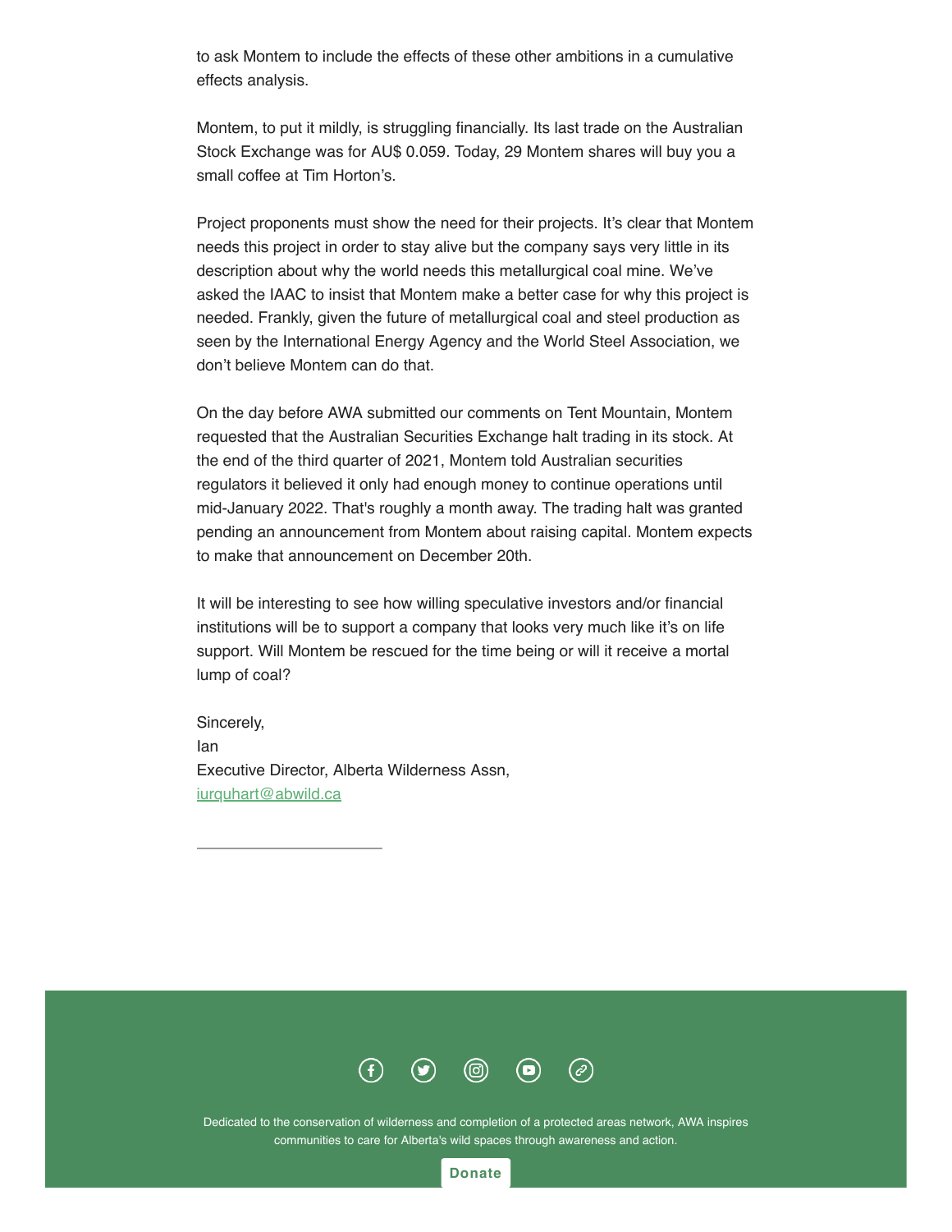to ask Montem to include the effects of these other ambitions in a cumulative effects analysis.

Montem, to put it mildly, is struggling financially. Its last trade on the Australian Stock Exchange was for AU$ 0.059. Today, 29 Montem shares will buy you a small coffee at Tim Horton's.

Project proponents must show the need for their projects. It's clear that Montem needs this project in order to stay alive but the company says very little in its description about why the world needs this metallurgical coal mine. We've asked the IAAC to insist that Montem make a better case for why this project is needed. Frankly, given the future of metallurgical coal and steel production as seen by the International Energy Agency and the World Steel Association, we don't believe Montem can do that.

On the day before AWA submitted our comments on Tent Mountain, Montem requested that the Australian Securities Exchange halt trading in its stock. At the end of the third quarter of 2021, Montem told Australian securities regulators it believed it only had enough money to continue operations until mid-January 2022. That's roughly a month away. The trading halt was granted pending an announcement from Montem about raising capital. Montem expects to make that announcement on December 20th.

It will be interesting to see how willing speculative investors and/or financial institutions will be to support a company that looks very much like it's on life support. Will Montem be rescued for the time being or will it receive a mortal lump of coal?

Sincerely,
Ian
Executive Director, Alberta Wilderness Assn,
iurquhart@abwild.ca

---

Dedicated to the conservation of wilderness and completion of a protected areas network, AWA inspires communities to care for Alberta's wild spaces through awareness and action.

Donate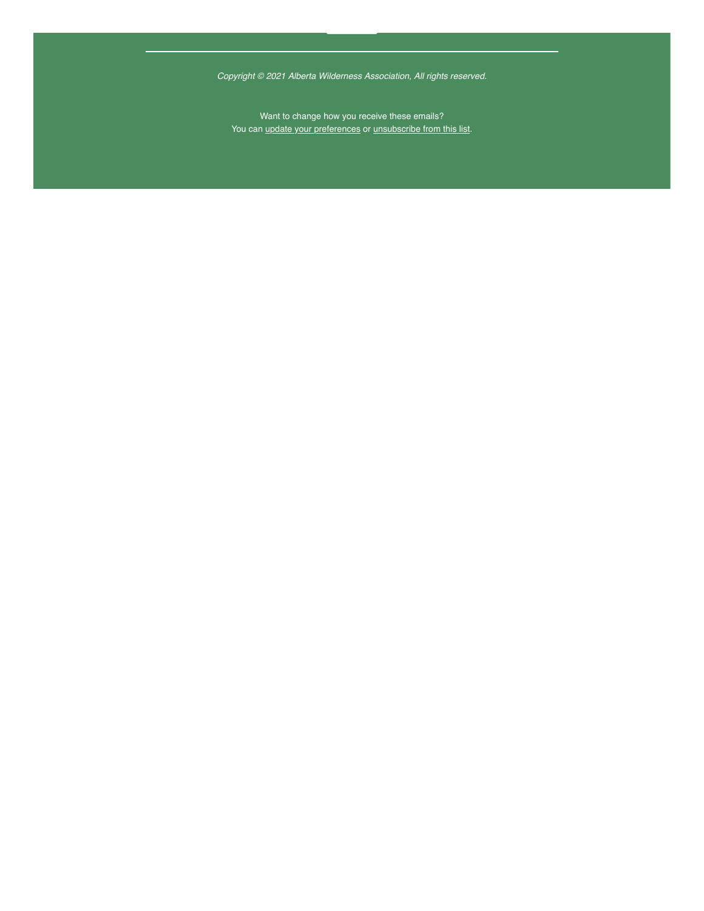---

*Copyright © 2021 Alberta Wilderness Association, All rights reserved.*

Want to change how you receive these emails?
You can update your preferences or unsubscribe from this list.